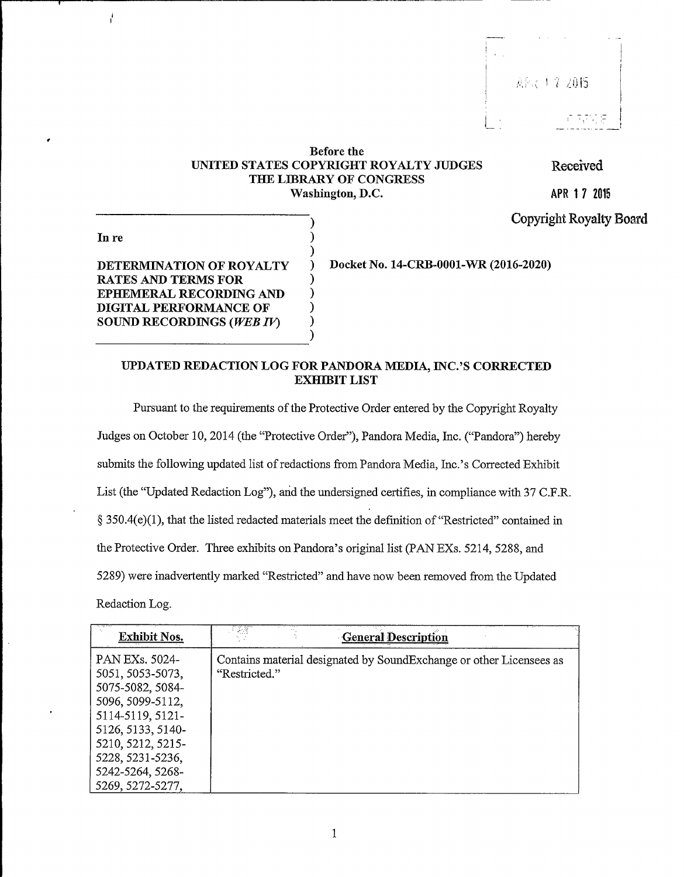Received

APR 17 2015

Copyright Royalty Board

**Before the**
**UNITED STATES COPYRIGHT ROYALTY JUDGES**
**THE LIBRARY OF CONGRESS**
**Washington, D.C.**

**In re**

**DETERMINATION OF ROYALTY RATES AND TERMS FOR EPHEMERAL RECORDING AND DIGITAL PERFORMANCE OF SOUND RECORDINGS (*WEB IV*)**

**Docket No. 14-CRB-0001-WR (2016-2020)**

## UPDATED REDACTION LOG FOR PANDORA MEDIA, INC.'S CORRECTED EXHIBIT LIST

Pursuant to the requirements of the Protective Order entered by the Copyright Royalty Judges on October 10, 2014 (the "Protective Order"), Pandora Media, Inc. ("Pandora") hereby submits the following updated list of redactions from Pandora Media, Inc.'s Corrected Exhibit List (the "Updated Redaction Log"), and the undersigned certifies, in compliance with 37 C.F.R. § 350.4(e)(1), that the listed redacted materials meet the definition of "Restricted" contained in the Protective Order. Three exhibits on Pandora's original list (PAN EXs. 5214, 5288, and 5289) were inadvertently marked "Restricted" and have now been removed from the Updated Redaction Log.

| Exhibit Nos. | General Description |
|---|---|
| PAN EXs. 5024-5051, 5053-5073, 5075-5082, 5084-5096, 5099-5112, 5114-5119, 5121-5126, 5133, 5140-5210, 5212, 5215-5228, 5231-5236, 5242-5264, 5268-5269, 5272-5277, | Contains material designated by SoundExchange or other Licensees as "Restricted." |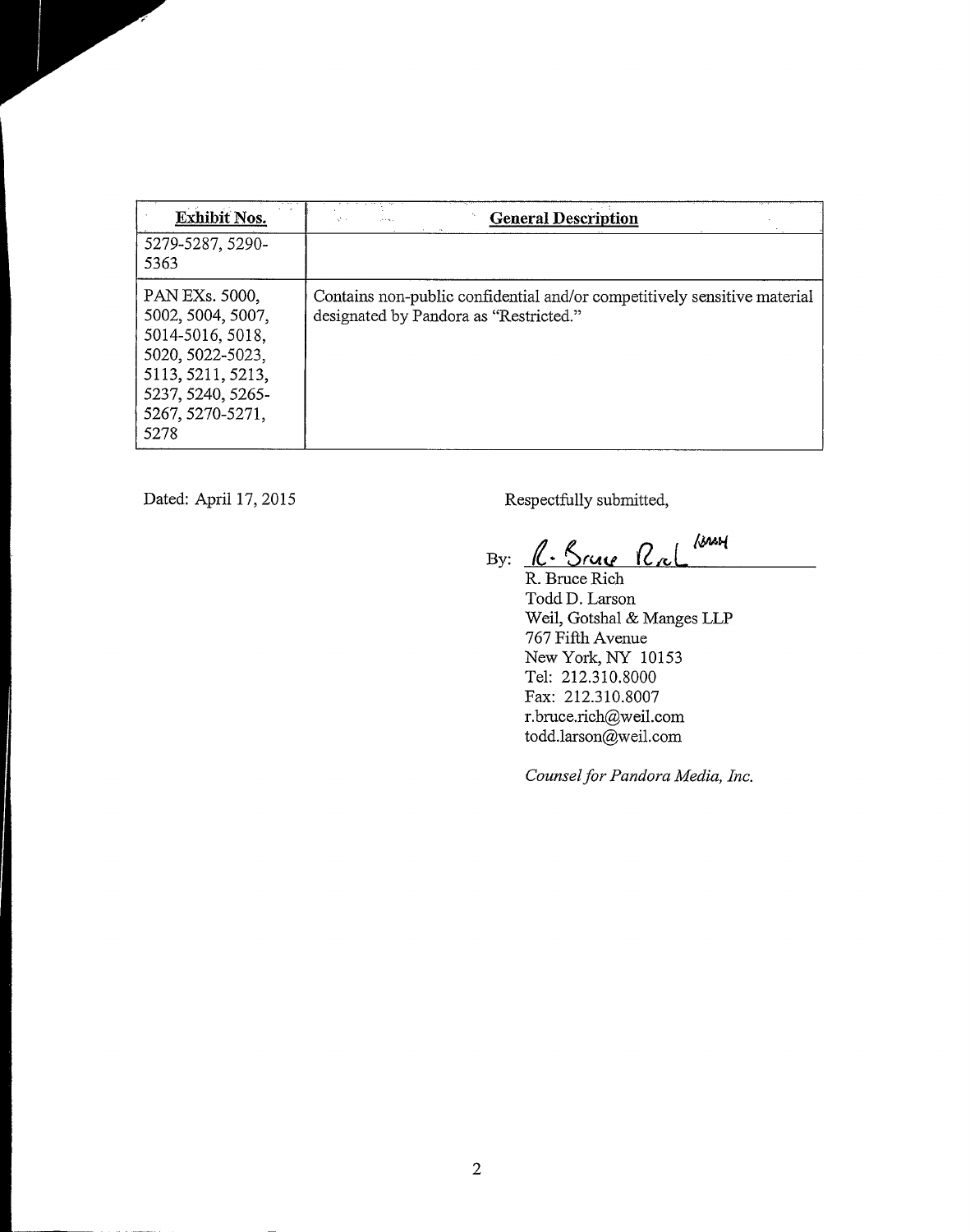| Exhibit Nos. | General Description |
| --- | --- |
| 5279-5287, 5290-5363 | |
| PAN EXs. 5000, 5002, 5004, 5007, 5014-5016, 5018, 5020, 5022-5023, 5113, 5211, 5213, 5237, 5240, 5265-5267, 5270-5271, 5278 | Contains non-public confidential and/or competitively sensitive material designated by Pandora as "Restricted." |

Dated: April 17, 2015

Respectfully submitted,

By: R. Bruce Rich /smn

R. Bruce Rich
Todd D. Larson
Weil, Gotshal & Manges LLP
767 Fifth Avenue
New York, NY 10153
Tel: 212.310.8000
Fax: 212.310.8007
r.bruce.rich@weil.com
todd.larson@weil.com

*Counsel for Pandora Media, Inc.*